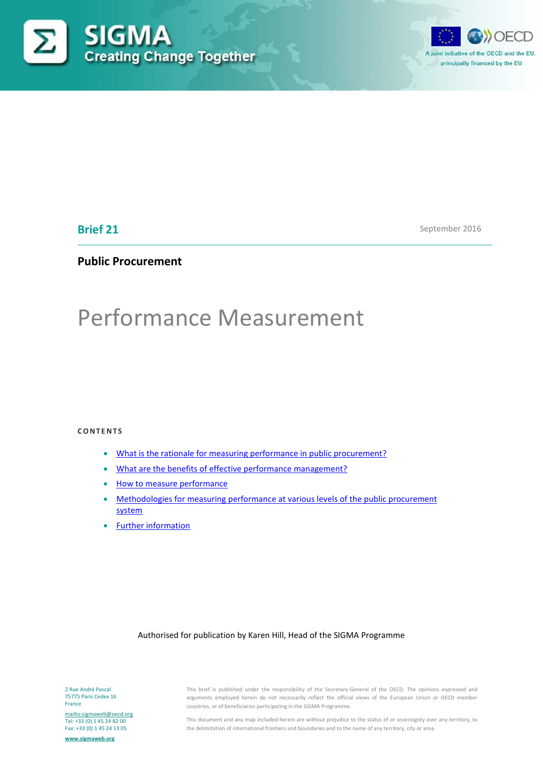SIGMA
Creating Change Together

A joint initiative of the OECD and the EU, principally financed by the EU

**Brief 21**

September 2016

**Public Procurement**

# Performance Measurement

**CONTENTS**

- What is the rationale for measuring performance in public procurement?
- What are the benefits of effective performance management?
- How to measure performance
- Methodologies for measuring performance at various levels of the public procurement system
- Further information

Authorised for publication by Karen Hill, Head of the SIGMA Programme

2 Rue André Pascal
75775 Paris Cedex 16
France

mailto:sigmaweb@oecd.org
Tel: +33 (0) 1 45 24 82 00
Fax: +33 (0) 1 45 24 13 05

www.sigmaweb.org

This brief is published under the responsibility of the Secretary-General of the OECD. The opinions expressed and arguments employed herein do not necessarily reflect the official views of the European Union or OECD member countries, or of beneficiaries participating in the SIGMA Programme.

This document and any map included herein are without prejudice to the status of or sovereignty over any territory, to the delimitation of international frontiers and boundaries and to the name of any territory, city or area.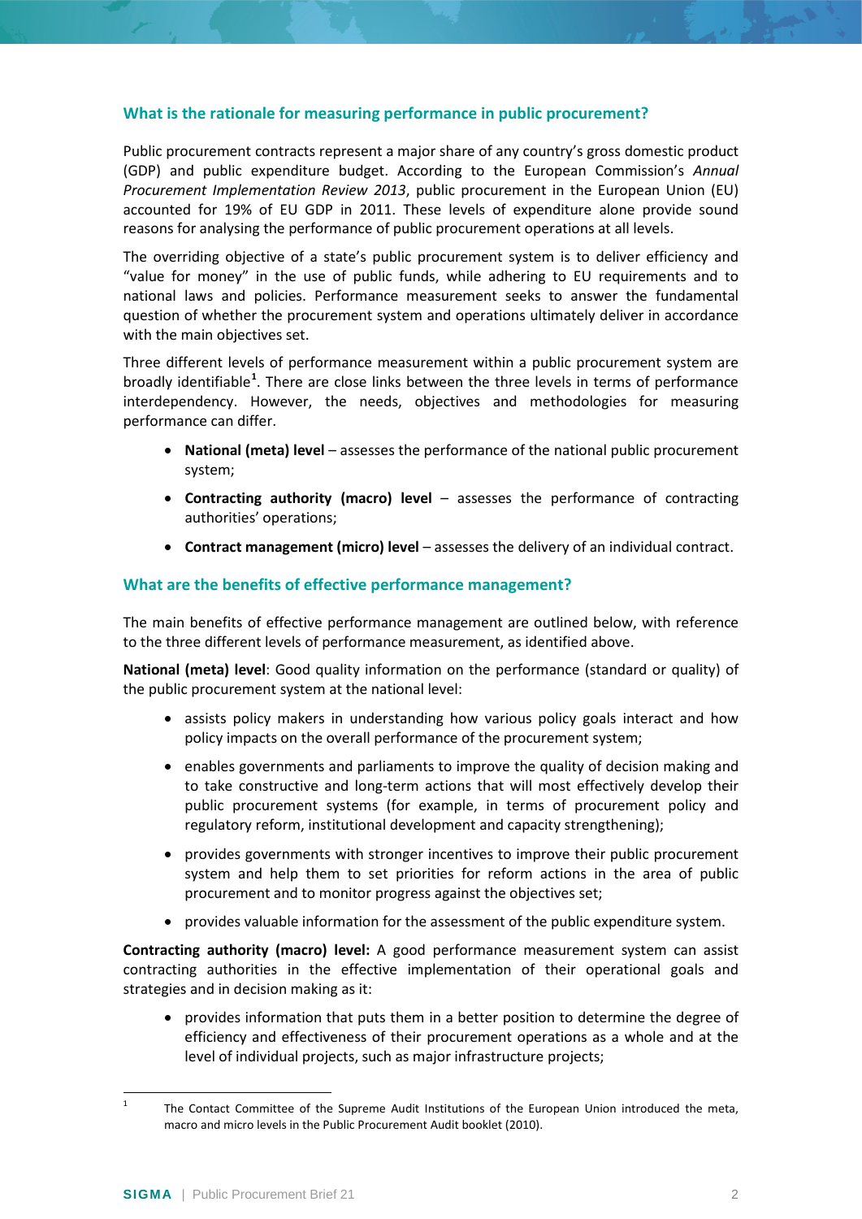## What is the rationale for measuring performance in public procurement?

Public procurement contracts represent a major share of any country's gross domestic product (GDP) and public expenditure budget. According to the European Commission's *Annual Procurement Implementation Review 2013*, public procurement in the European Union (EU) accounted for 19% of EU GDP in 2011. These levels of expenditure alone provide sound reasons for analysing the performance of public procurement operations at all levels.

The overriding objective of a state's public procurement system is to deliver efficiency and "value for money" in the use of public funds, while adhering to EU requirements and to national laws and policies. Performance measurement seeks to answer the fundamental question of whether the procurement system and operations ultimately deliver in accordance with the main objectives set.

Three different levels of performance measurement within a public procurement system are broadly identifiable[1]. There are close links between the three levels in terms of performance interdependency. However, the needs, objectives and methodologies for measuring performance can differ.

- **National (meta) level** – assesses the performance of the national public procurement system;
- **Contracting authority (macro) level** – assesses the performance of contracting authorities' operations;
- **Contract management (micro) level** – assesses the delivery of an individual contract.

## What are the benefits of effective performance management?

The main benefits of effective performance management are outlined below, with reference to the three different levels of performance measurement, as identified above.

**National (meta) level**: Good quality information on the performance (standard or quality) of the public procurement system at the national level:

- assists policy makers in understanding how various policy goals interact and how policy impacts on the overall performance of the procurement system;
- enables governments and parliaments to improve the quality of decision making and to take constructive and long-term actions that will most effectively develop their public procurement systems (for example, in terms of procurement policy and regulatory reform, institutional development and capacity strengthening);
- provides governments with stronger incentives to improve their public procurement system and help them to set priorities for reform actions in the area of public procurement and to monitor progress against the objectives set;
- provides valuable information for the assessment of the public expenditure system.

**Contracting authority (macro) level:** A good performance measurement system can assist contracting authorities in the effective implementation of their operational goals and strategies and in decision making as it:

- provides information that puts them in a better position to determine the degree of efficiency and effectiveness of their procurement operations as a whole and at the level of individual projects, such as major infrastructure projects;

[1] The Contact Committee of the Supreme Audit Institutions of the European Union introduced the meta, macro and micro levels in the Public Procurement Audit booklet (2010).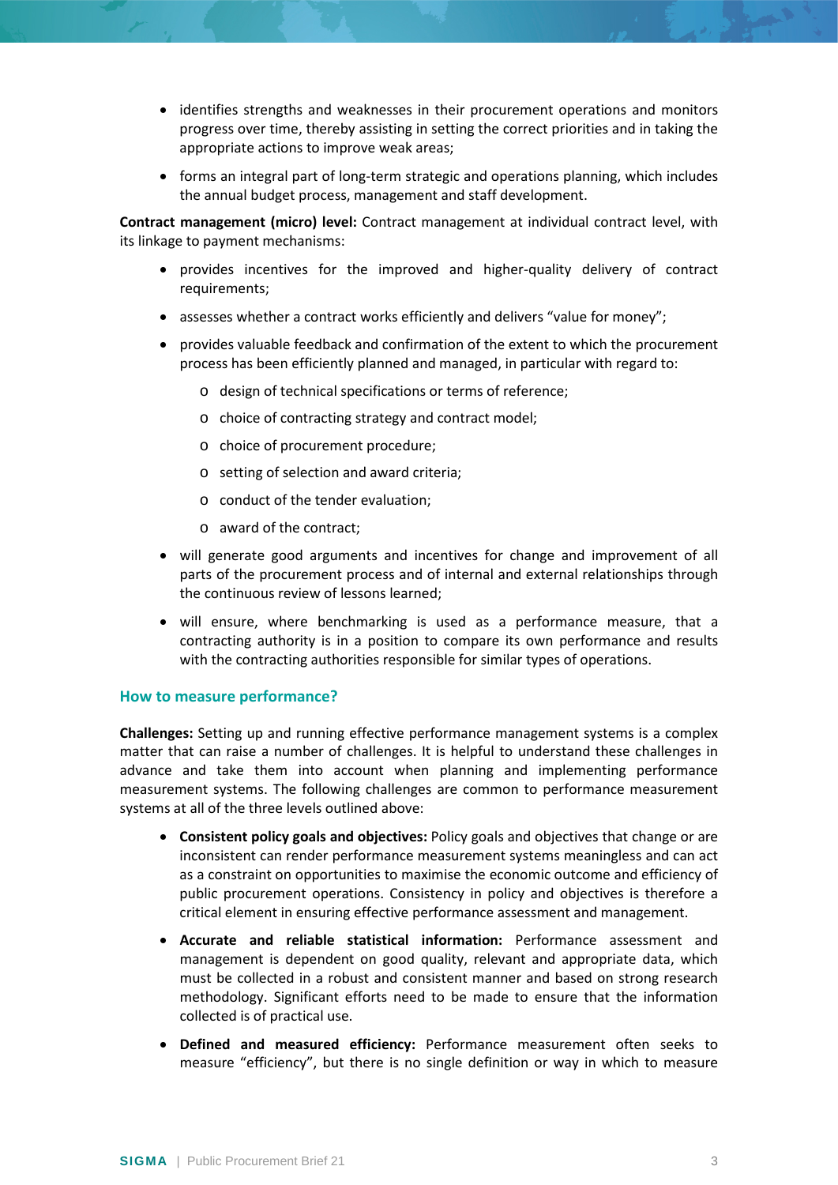- identifies strengths and weaknesses in their procurement operations and monitors progress over time, thereby assisting in setting the correct priorities and in taking the appropriate actions to improve weak areas;
- forms an integral part of long-term strategic and operations planning, which includes the annual budget process, management and staff development.

**Contract management (micro) level:** Contract management at individual contract level, with its linkage to payment mechanisms:

- provides incentives for the improved and higher-quality delivery of contract requirements;
- assesses whether a contract works efficiently and delivers "value for money";
- provides valuable feedback and confirmation of the extent to which the procurement process has been efficiently planned and managed, in particular with regard to:
  - design of technical specifications or terms of reference;
  - choice of contracting strategy and contract model;
  - choice of procurement procedure;
  - setting of selection and award criteria;
  - conduct of the tender evaluation;
  - award of the contract;
- will generate good arguments and incentives for change and improvement of all parts of the procurement process and of internal and external relationships through the continuous review of lessons learned;
- will ensure, where benchmarking is used as a performance measure, that a contracting authority is in a position to compare its own performance and results with the contracting authorities responsible for similar types of operations.

### How to measure performance?

**Challenges:** Setting up and running effective performance management systems is a complex matter that can raise a number of challenges. It is helpful to understand these challenges in advance and take them into account when planning and implementing performance measurement systems. The following challenges are common to performance measurement systems at all of the three levels outlined above:

- **Consistent policy goals and objectives:** Policy goals and objectives that change or are inconsistent can render performance measurement systems meaningless and can act as a constraint on opportunities to maximise the economic outcome and efficiency of public procurement operations. Consistency in policy and objectives is therefore a critical element in ensuring effective performance assessment and management.
- **Accurate and reliable statistical information:** Performance assessment and management is dependent on good quality, relevant and appropriate data, which must be collected in a robust and consistent manner and based on strong research methodology. Significant efforts need to be made to ensure that the information collected is of practical use.
- **Defined and measured efficiency:** Performance measurement often seeks to measure "efficiency", but there is no single definition or way in which to measure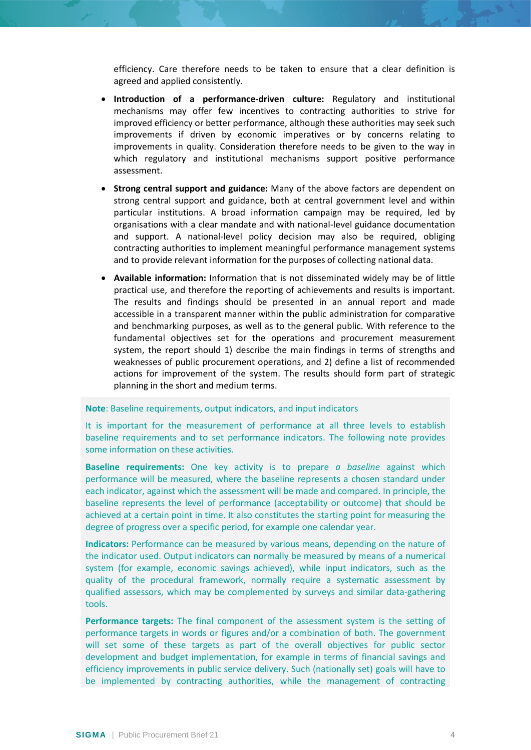efficiency. Care therefore needs to be taken to ensure that a clear definition is agreed and applied consistently.

- **Introduction of a performance-driven culture:** Regulatory and institutional mechanisms may offer few incentives to contracting authorities to strive for improved efficiency or better performance, although these authorities may seek such improvements if driven by economic imperatives or by concerns relating to improvements in quality. Consideration therefore needs to be given to the way in which regulatory and institutional mechanisms support positive performance assessment.

- **Strong central support and guidance:** Many of the above factors are dependent on strong central support and guidance, both at central government level and within particular institutions. A broad information campaign may be required, led by organisations with a clear mandate and with national-level guidance documentation and support. A national-level policy decision may also be required, obliging contracting authorities to implement meaningful performance management systems and to provide relevant information for the purposes of collecting national data.

- **Available information:** Information that is not disseminated widely may be of little practical use, and therefore the reporting of achievements and results is important. The results and findings should be presented in an annual report and made accessible in a transparent manner within the public administration for comparative and benchmarking purposes, as well as to the general public. With reference to the fundamental objectives set for the operations and procurement measurement system, the report should 1) describe the main findings in terms of strengths and weaknesses of public procurement operations, and 2) define a list of recommended actions for improvement of the system. The results should form part of strategic planning in the short and medium terms.

**Note**: Baseline requirements, output indicators, and input indicators

It is important for the measurement of performance at all three levels to establish baseline requirements and to set performance indicators. The following note provides some information on these activities.

**Baseline requirements:** One key activity is to prepare *a baseline* against which performance will be measured, where the baseline represents a chosen standard under each indicator, against which the assessment will be made and compared. In principle, the baseline represents the level of performance (acceptability or outcome) that should be achieved at a certain point in time. It also constitutes the starting point for measuring the degree of progress over a specific period, for example one calendar year.

**Indicators:** Performance can be measured by various means, depending on the nature of the indicator used. Output indicators can normally be measured by means of a numerical system (for example, economic savings achieved), while input indicators, such as the quality of the procedural framework, normally require a systematic assessment by qualified assessors, which may be complemented by surveys and similar data-gathering tools.

**Performance targets:** The final component of the assessment system is the setting of performance targets in words or figures and/or a combination of both. The government will set some of these targets as part of the overall objectives for public sector development and budget implementation, for example in terms of financial savings and efficiency improvements in public service delivery. Such (nationally set) goals will have to be implemented by contracting authorities, while the management of contracting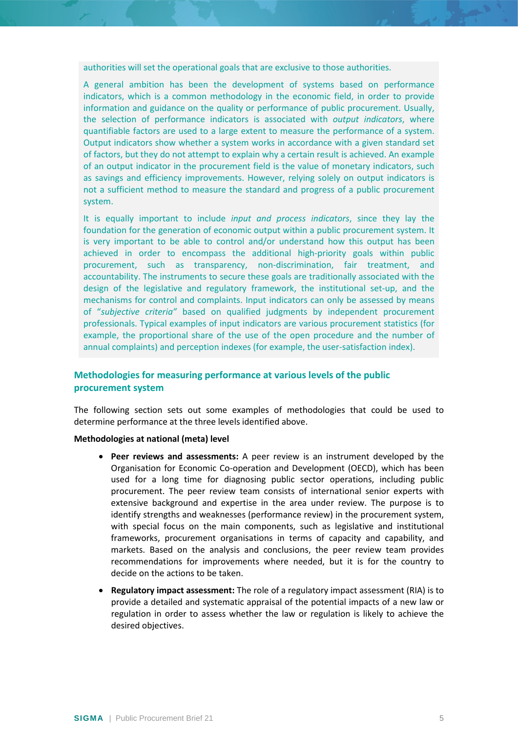authorities will set the operational goals that are exclusive to those authorities.

A general ambition has been the development of systems based on performance indicators, which is a common methodology in the economic field, in order to provide information and guidance on the quality or performance of public procurement. Usually, the selection of performance indicators is associated with *output indicators*, where quantifiable factors are used to a large extent to measure the performance of a system. Output indicators show whether a system works in accordance with a given standard set of factors, but they do not attempt to explain why a certain result is achieved. An example of an output indicator in the procurement field is the value of monetary indicators, such as savings and efficiency improvements. However, relying solely on output indicators is not a sufficient method to measure the standard and progress of a public procurement system.

It is equally important to include *input and process indicators*, since they lay the foundation for the generation of economic output within a public procurement system. It is very important to be able to control and/or understand how this output has been achieved in order to encompass the additional high-priority goals within public procurement, such as transparency, non-discrimination, fair treatment, and accountability. The instruments to secure these goals are traditionally associated with the design of the legislative and regulatory framework, the institutional set-up, and the mechanisms for control and complaints. Input indicators can only be assessed by means of "*subjective criteria"* based on qualified judgments by independent procurement professionals. Typical examples of input indicators are various procurement statistics (for example, the proportional share of the use of the open procedure and the number of annual complaints) and perception indexes (for example, the user-satisfaction index).

## Methodologies for measuring performance at various levels of the public procurement system

The following section sets out some examples of methodologies that could be used to determine performance at the three levels identified above.

**Methodologies at national (meta) level**

- **Peer reviews and assessments:** A peer review is an instrument developed by the Organisation for Economic Co-operation and Development (OECD), which has been used for a long time for diagnosing public sector operations, including public procurement. The peer review team consists of international senior experts with extensive background and expertise in the area under review. The purpose is to identify strengths and weaknesses (performance review) in the procurement system, with special focus on the main components, such as legislative and institutional frameworks, procurement organisations in terms of capacity and capability, and markets. Based on the analysis and conclusions, the peer review team provides recommendations for improvements where needed, but it is for the country to decide on the actions to be taken.
- **Regulatory impact assessment:** The role of a regulatory impact assessment (RIA) is to provide a detailed and systematic appraisal of the potential impacts of a new law or regulation in order to assess whether the law or regulation is likely to achieve the desired objectives.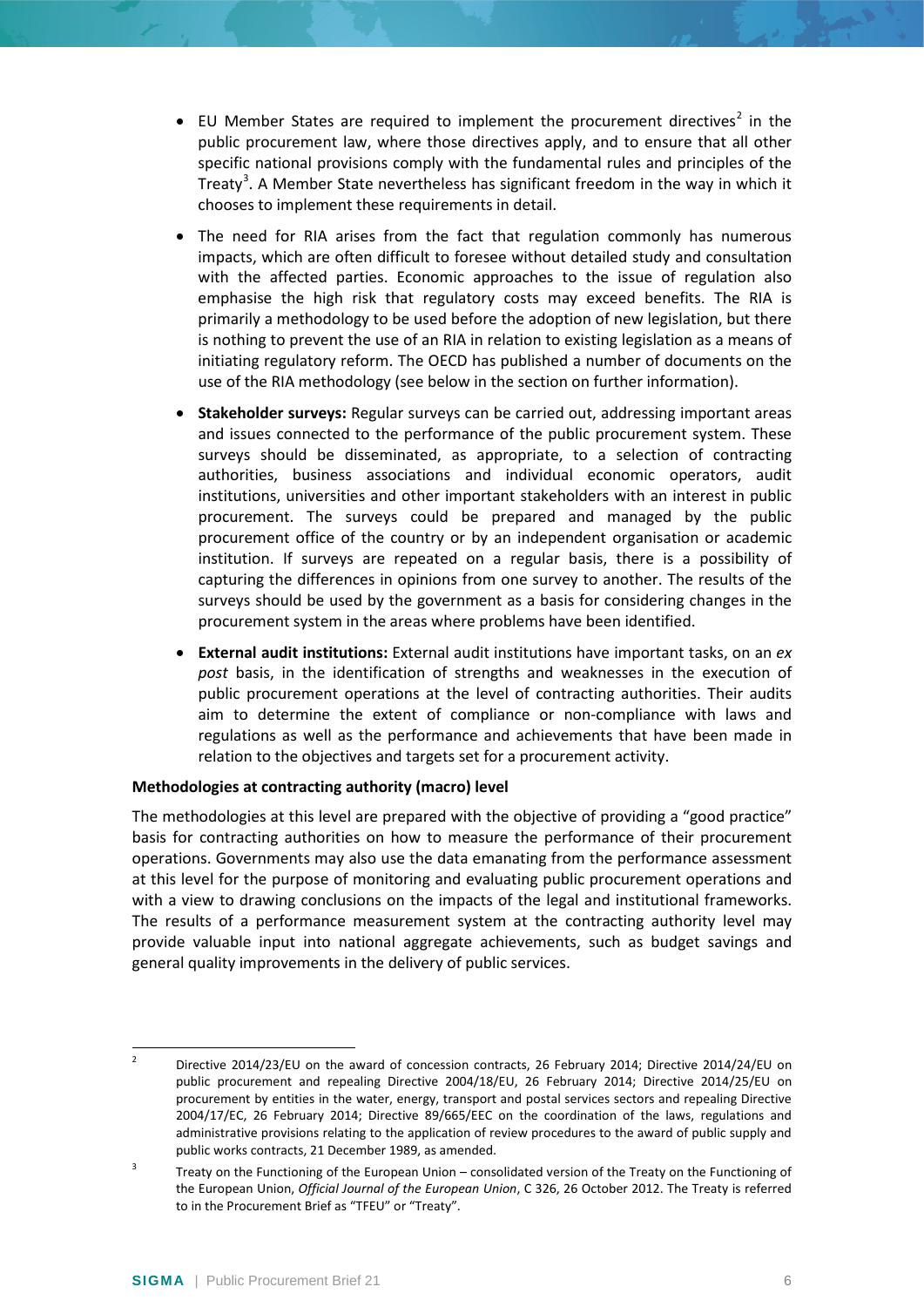- EU Member States are required to implement the procurement directives[2] in the public procurement law, where those directives apply, and to ensure that all other specific national provisions comply with the fundamental rules and principles of the Treaty[3]. A Member State nevertheless has significant freedom in the way in which it chooses to implement these requirements in detail.

- The need for RIA arises from the fact that regulation commonly has numerous impacts, which are often difficult to foresee without detailed study and consultation with the affected parties. Economic approaches to the issue of regulation also emphasise the high risk that regulatory costs may exceed benefits. The RIA is primarily a methodology to be used before the adoption of new legislation, but there is nothing to prevent the use of an RIA in relation to existing legislation as a means of initiating regulatory reform. The OECD has published a number of documents on the use of the RIA methodology (see below in the section on further information).

- **Stakeholder surveys:** Regular surveys can be carried out, addressing important areas and issues connected to the performance of the public procurement system. These surveys should be disseminated, as appropriate, to a selection of contracting authorities, business associations and individual economic operators, audit institutions, universities and other important stakeholders with an interest in public procurement. The surveys could be prepared and managed by the public procurement office of the country or by an independent organisation or academic institution. If surveys are repeated on a regular basis, there is a possibility of capturing the differences in opinions from one survey to another. The results of the surveys should be used by the government as a basis for considering changes in the procurement system in the areas where problems have been identified.

- **External audit institutions:** External audit institutions have important tasks, on an *ex post* basis, in the identification of strengths and weaknesses in the execution of public procurement operations at the level of contracting authorities. Their audits aim to determine the extent of compliance or non-compliance with laws and regulations as well as the performance and achievements that have been made in relation to the objectives and targets set for a procurement activity.

**Methodologies at contracting authority (macro) level**

The methodologies at this level are prepared with the objective of providing a "good practice" basis for contracting authorities on how to measure the performance of their procurement operations. Governments may also use the data emanating from the performance assessment at this level for the purpose of monitoring and evaluating public procurement operations and with a view to drawing conclusions on the impacts of the legal and institutional frameworks. The results of a performance measurement system at the contracting authority level may provide valuable input into national aggregate achievements, such as budget savings and general quality improvements in the delivery of public services.

---

[2] Directive 2014/23/EU on the award of concession contracts, 26 February 2014; Directive 2014/24/EU on public procurement and repealing Directive 2004/18/EU, 26 February 2014; Directive 2014/25/EU on procurement by entities in the water, energy, transport and postal services sectors and repealing Directive 2004/17/EC, 26 February 2014; Directive 89/665/EEC on the coordination of the laws, regulations and administrative provisions relating to the application of review procedures to the award of public supply and public works contracts, 21 December 1989, as amended.

[3] Treaty on the Functioning of the European Union – consolidated version of the Treaty on the Functioning of the European Union, *Official Journal of the European Union*, C 326, 26 October 2012. The Treaty is referred to in the Procurement Brief as "TFEU" or "Treaty".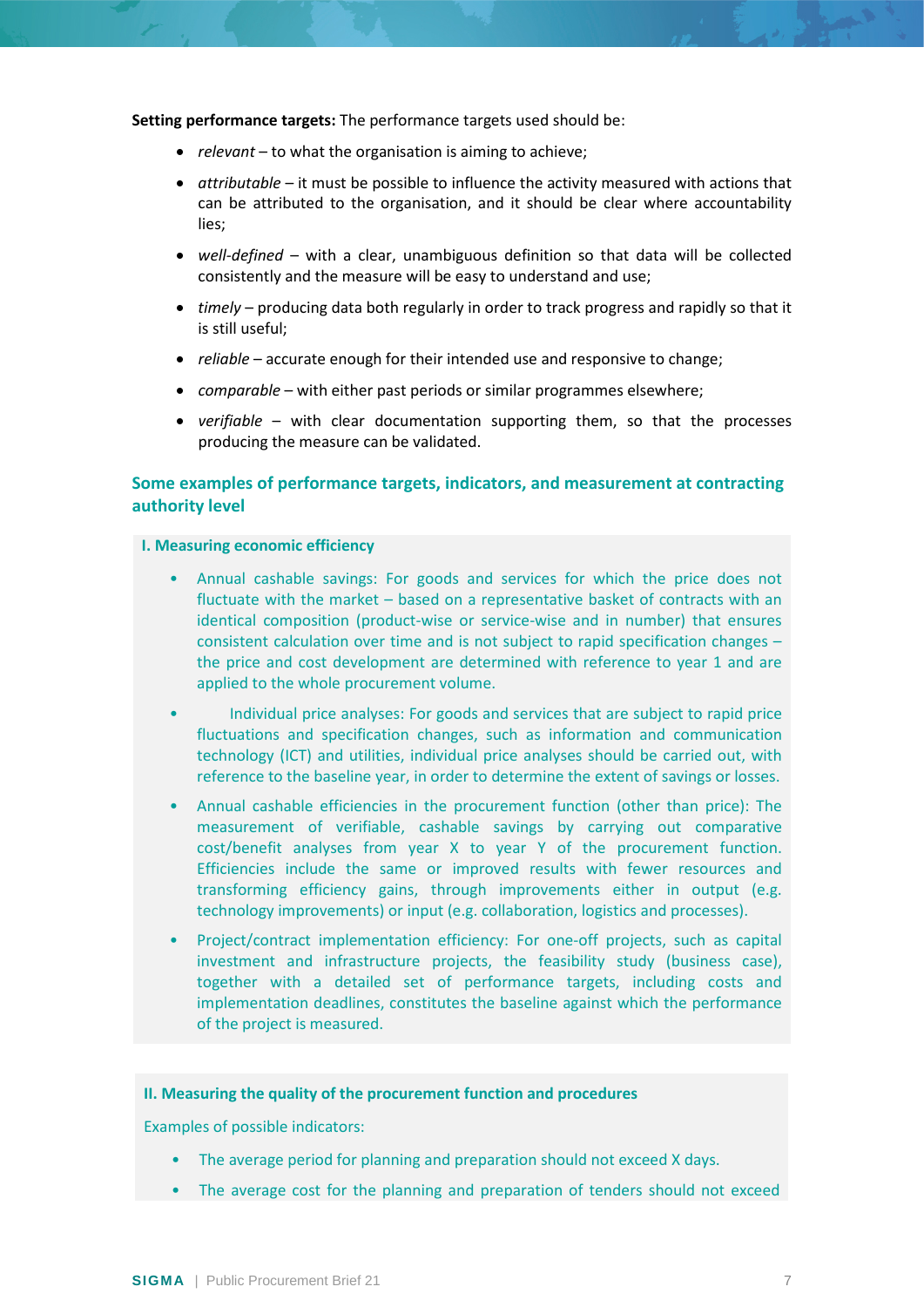**Setting performance targets:** The performance targets used should be:

- *relevant* – to what the organisation is aiming to achieve;
- *attributable* – it must be possible to influence the activity measured with actions that can be attributed to the organisation, and it should be clear where accountability lies;
- *well-defined* – with a clear, unambiguous definition so that data will be collected consistently and the measure will be easy to understand and use;
- *timely* – producing data both regularly in order to track progress and rapidly so that it is still useful;
- *reliable* – accurate enough for their intended use and responsive to change;
- *comparable* – with either past periods or similar programmes elsewhere;
- *verifiable* – with clear documentation supporting them, so that the processes producing the measure can be validated.

## Some examples of performance targets, indicators, and measurement at contracting authority level

### I. Measuring economic efficiency

- Annual cashable savings: For goods and services for which the price does not fluctuate with the market – based on a representative basket of contracts with an identical composition (product-wise or service-wise and in number) that ensures consistent calculation over time and is not subject to rapid specification changes – the price and cost development are determined with reference to year 1 and are applied to the whole procurement volume.
- Individual price analyses: For goods and services that are subject to rapid price fluctuations and specification changes, such as information and communication technology (ICT) and utilities, individual price analyses should be carried out, with reference to the baseline year, in order to determine the extent of savings or losses.
- Annual cashable efficiencies in the procurement function (other than price): The measurement of verifiable, cashable savings by carrying out comparative cost/benefit analyses from year X to year Y of the procurement function. Efficiencies include the same or improved results with fewer resources and transforming efficiency gains, through improvements either in output (e.g. technology improvements) or input (e.g. collaboration, logistics and processes).
- Project/contract implementation efficiency: For one-off projects, such as capital investment and infrastructure projects, the feasibility study (business case), together with a detailed set of performance targets, including costs and implementation deadlines, constitutes the baseline against which the performance of the project is measured.

### II. Measuring the quality of the procurement function and procedures

Examples of possible indicators:

- The average period for planning and preparation should not exceed X days.
- The average cost for the planning and preparation of tenders should not exceed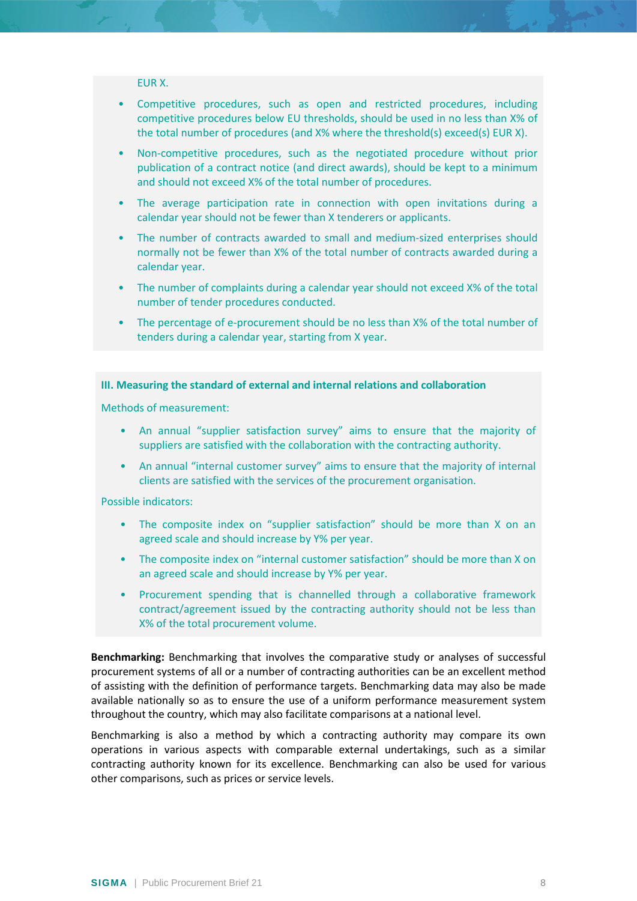EUR X.

- Competitive procedures, such as open and restricted procedures, including competitive procedures below EU thresholds, should be used in no less than X% of the total number of procedures (and X% where the threshold(s) exceed(s) EUR X).
- Non-competitive procedures, such as the negotiated procedure without prior publication of a contract notice (and direct awards), should be kept to a minimum and should not exceed X% of the total number of procedures.
- The average participation rate in connection with open invitations during a calendar year should not be fewer than X tenderers or applicants.
- The number of contracts awarded to small and medium-sized enterprises should normally not be fewer than X% of the total number of contracts awarded during a calendar year.
- The number of complaints during a calendar year should not exceed X% of the total number of tender procedures conducted.
- The percentage of e-procurement should be no less than X% of the total number of tenders during a calendar year, starting from X year.

**III. Measuring the standard of external and internal relations and collaboration**

Methods of measurement:

- An annual “supplier satisfaction survey” aims to ensure that the majority of suppliers are satisfied with the collaboration with the contracting authority.
- An annual “internal customer survey” aims to ensure that the majority of internal clients are satisfied with the services of the procurement organisation.

Possible indicators:

- The composite index on “supplier satisfaction” should be more than X on an agreed scale and should increase by Y% per year.
- The composite index on “internal customer satisfaction” should be more than X on an agreed scale and should increase by Y% per year.
- Procurement spending that is channelled through a collaborative framework contract/agreement issued by the contracting authority should not be less than X% of the total procurement volume.

**Benchmarking:** Benchmarking that involves the comparative study or analyses of successful procurement systems of all or a number of contracting authorities can be an excellent method of assisting with the definition of performance targets. Benchmarking data may also be made available nationally so as to ensure the use of a uniform performance measurement system throughout the country, which may also facilitate comparisons at a national level.

Benchmarking is also a method by which a contracting authority may compare its own operations in various aspects with comparable external undertakings, such as a similar contracting authority known for its excellence. Benchmarking can also be used for various other comparisons, such as prices or service levels.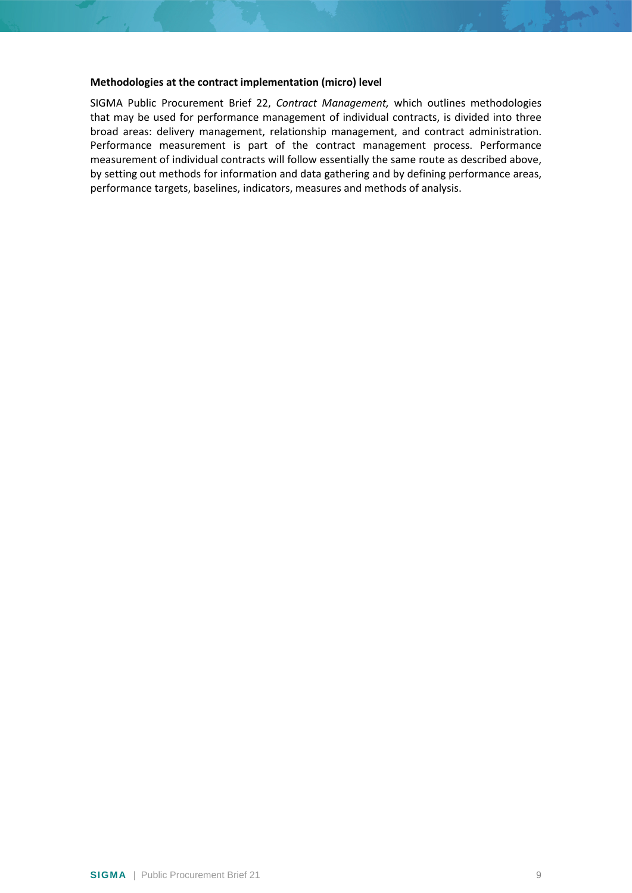#### Methodologies at the contract implementation (micro) level

SIGMA Public Procurement Brief 22, *Contract Management,* which outlines methodologies that may be used for performance management of individual contracts, is divided into three broad areas: delivery management, relationship management, and contract administration. Performance measurement is part of the contract management process. Performance measurement of individual contracts will follow essentially the same route as described above, by setting out methods for information and data gathering and by defining performance areas, performance targets, baselines, indicators, measures and methods of analysis.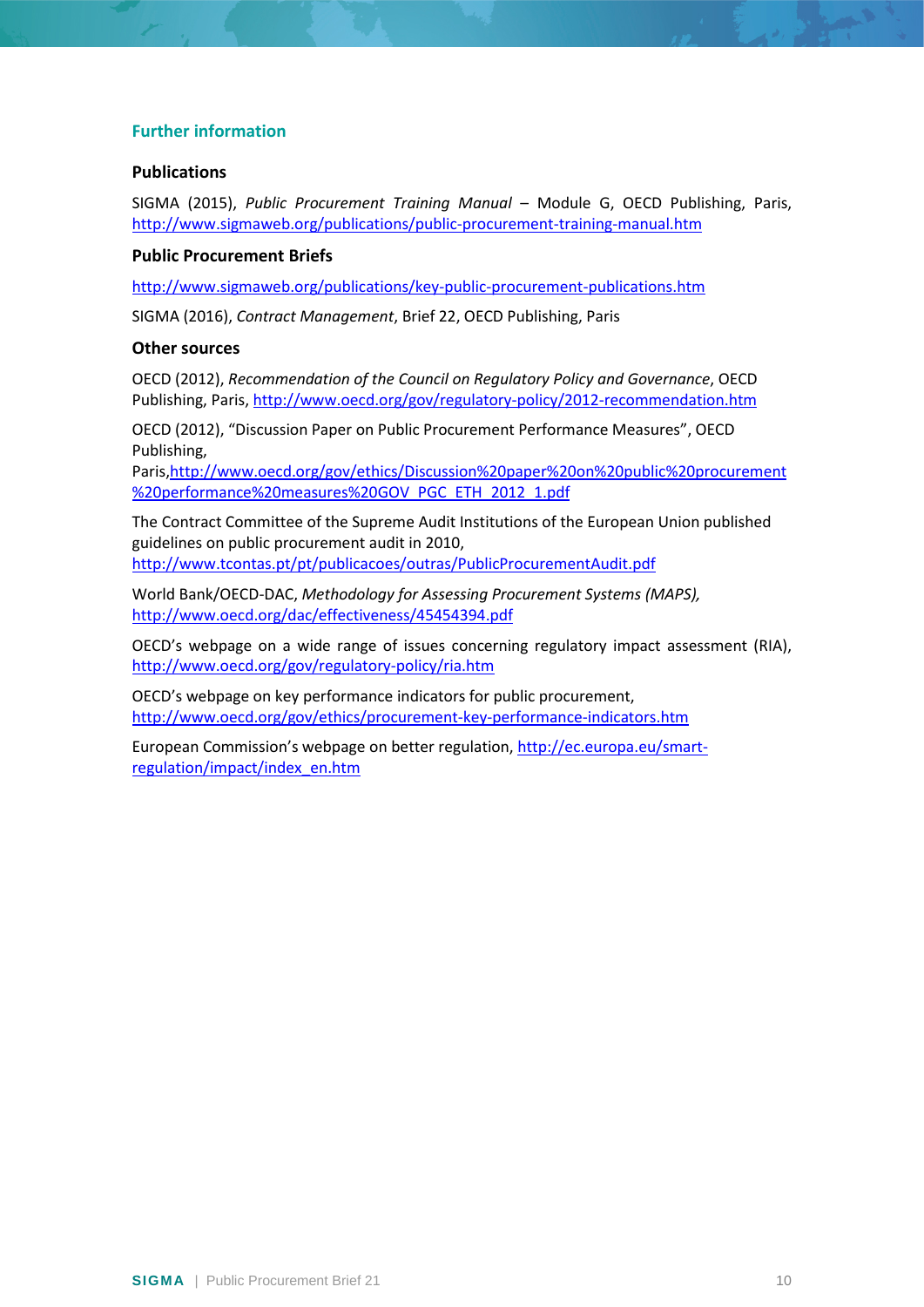## Further information

### Publications

SIGMA (2015), *Public Procurement Training Manual* – Module G, OECD Publishing, Paris, http://www.sigmaweb.org/publications/public-procurement-training-manual.htm

### Public Procurement Briefs

http://www.sigmaweb.org/publications/key-public-procurement-publications.htm

SIGMA (2016), *Contract Management*, Brief 22, OECD Publishing, Paris

### Other sources

OECD (2012), *Recommendation of the Council on Regulatory Policy and Governance*, OECD Publishing, Paris, http://www.oecd.org/gov/regulatory-policy/2012-recommendation.htm

OECD (2012), "Discussion Paper on Public Procurement Performance Measures", OECD Publishing, Paris, http://www.oecd.org/gov/ethics/Discussion%20paper%20on%20public%20procurement%20performance%20measures%20GOV_PGC_ETH_2012_1.pdf

The Contract Committee of the Supreme Audit Institutions of the European Union published guidelines on public procurement audit in 2010, http://www.tcontas.pt/pt/publicacoes/outras/PublicProcurementAudit.pdf

World Bank/OECD-DAC, *Methodology for Assessing Procurement Systems (MAPS),* http://www.oecd.org/dac/effectiveness/45454394.pdf

OECD's webpage on a wide range of issues concerning regulatory impact assessment (RIA), http://www.oecd.org/gov/regulatory-policy/ria.htm

OECD's webpage on key performance indicators for public procurement, http://www.oecd.org/gov/ethics/procurement-key-performance-indicators.htm

European Commission's webpage on better regulation, http://ec.europa.eu/smart-regulation/impact/index_en.htm